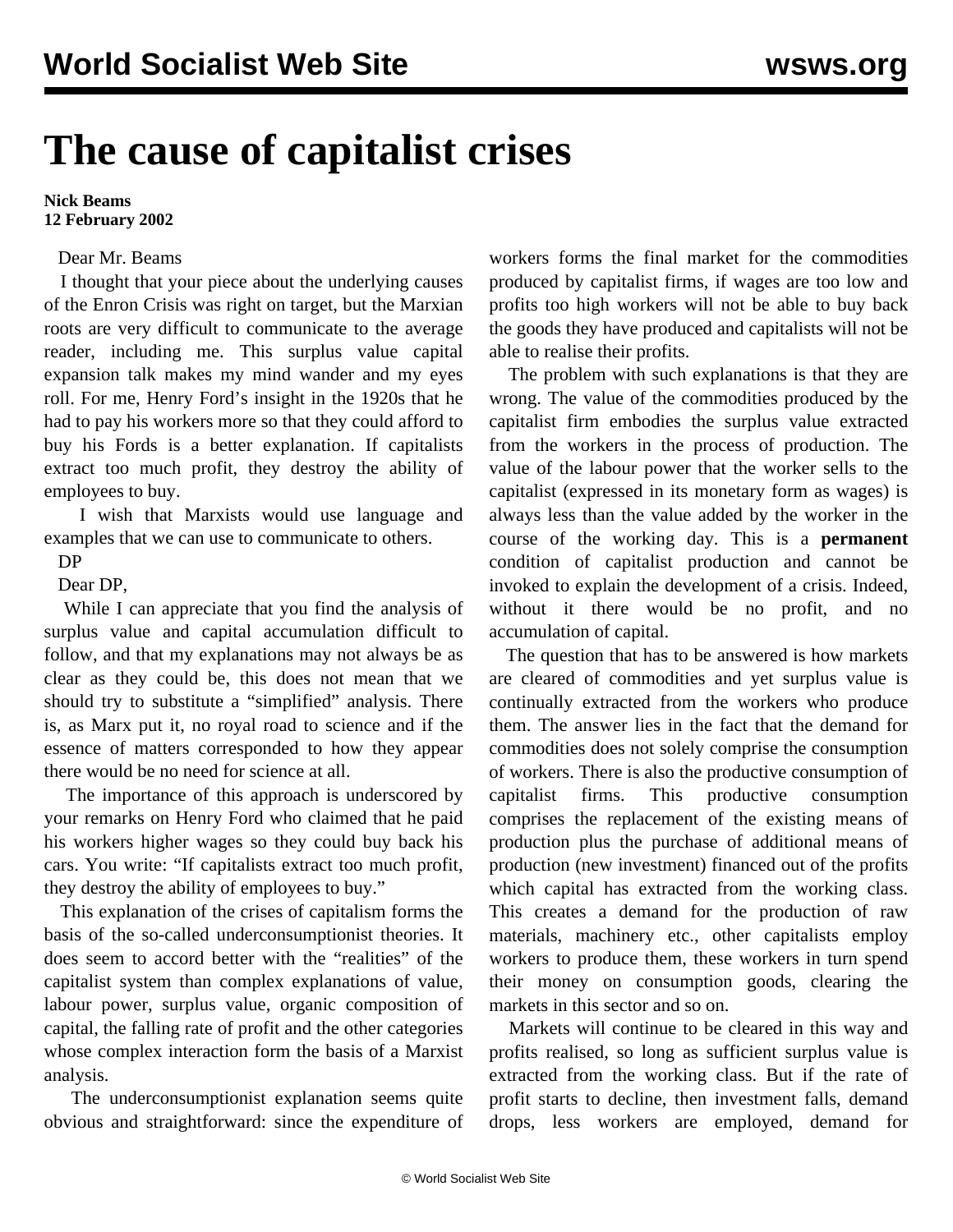# The cause of capitalist crises

**Nick Beams**
**12 February 2002**

Dear Mr. Beams

I thought that your piece about the underlying causes of the Enron Crisis was right on target, but the Marxian roots are very difficult to communicate to the average reader, including me. This surplus value capital expansion talk makes my mind wander and my eyes roll. For me, Henry Ford's insight in the 1920s that he had to pay his workers more so that they could afford to buy his Fords is a better explanation. If capitalists extract too much profit, they destroy the ability of employees to buy.

I wish that Marxists would use language and examples that we can use to communicate to others.

DP

Dear DP,

While I can appreciate that you find the analysis of surplus value and capital accumulation difficult to follow, and that my explanations may not always be as clear as they could be, this does not mean that we should try to substitute a "simplified" analysis. There is, as Marx put it, no royal road to science and if the essence of matters corresponded to how they appear there would be no need for science at all.

The importance of this approach is underscored by your remarks on Henry Ford who claimed that he paid his workers higher wages so they could buy back his cars. You write: "If capitalists extract too much profit, they destroy the ability of employees to buy."

This explanation of the crises of capitalism forms the basis of the so-called underconsumptionist theories. It does seem to accord better with the "realities" of the capitalist system than complex explanations of value, labour power, surplus value, organic composition of capital, the falling rate of profit and the other categories whose complex interaction form the basis of a Marxist analysis.

The underconsumptionist explanation seems quite obvious and straightforward: since the expenditure of workers forms the final market for the commodities produced by capitalist firms, if wages are too low and profits too high workers will not be able to buy back the goods they have produced and capitalists will not be able to realise their profits.

The problem with such explanations is that they are wrong. The value of the commodities produced by the capitalist firm embodies the surplus value extracted from the workers in the process of production. The value of the labour power that the worker sells to the capitalist (expressed in its monetary form as wages) is always less than the value added by the worker in the course of the working day. This is a **permanent** condition of capitalist production and cannot be invoked to explain the development of a crisis. Indeed, without it there would be no profit, and no accumulation of capital.

The question that has to be answered is how markets are cleared of commodities and yet surplus value is continually extracted from the workers who produce them. The answer lies in the fact that the demand for commodities does not solely comprise the consumption of workers. There is also the productive consumption of capitalist firms. This productive consumption comprises the replacement of the existing means of production plus the purchase of additional means of production (new investment) financed out of the profits which capital has extracted from the working class. This creates a demand for the production of raw materials, machinery etc., other capitalists employ workers to produce them, these workers in turn spend their money on consumption goods, clearing the markets in this sector and so on.

Markets will continue to be cleared in this way and profits realised, so long as sufficient surplus value is extracted from the working class. But if the rate of profit starts to decline, then investment falls, demand drops, less workers are employed, demand for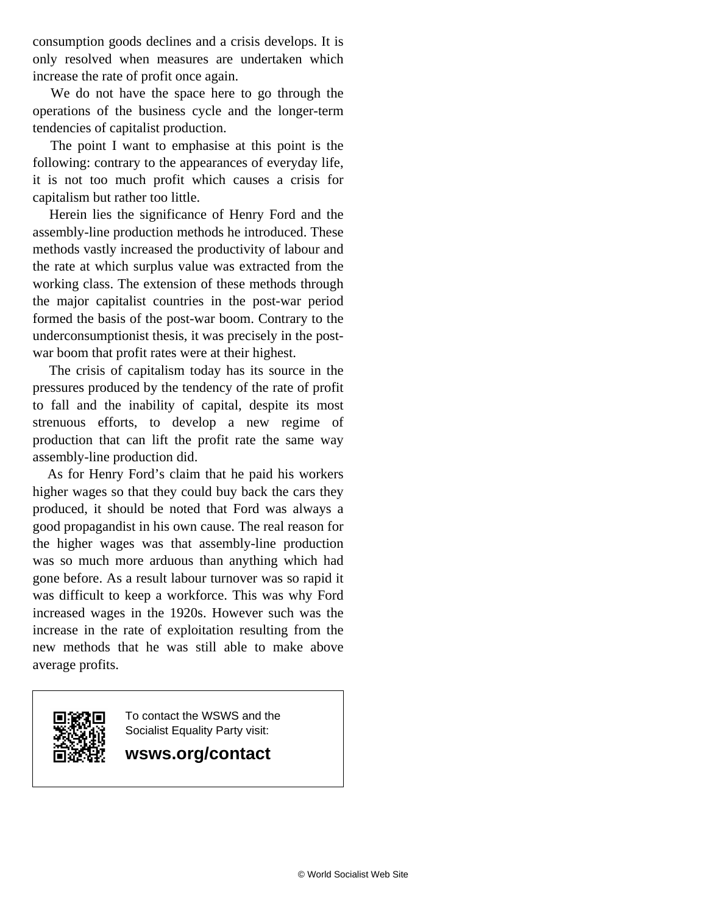consumption goods declines and a crisis develops. It is only resolved when measures are undertaken which increase the rate of profit once again.

We do not have the space here to go through the operations of the business cycle and the longer-term tendencies of capitalist production.

The point I want to emphasise at this point is the following: contrary to the appearances of everyday life, it is not too much profit which causes a crisis for capitalism but rather too little.

Herein lies the significance of Henry Ford and the assembly-line production methods he introduced. These methods vastly increased the productivity of labour and the rate at which surplus value was extracted from the working class. The extension of these methods through the major capitalist countries in the post-war period formed the basis of the post-war boom. Contrary to the underconsumptionist thesis, it was precisely in the post-war boom that profit rates were at their highest.

The crisis of capitalism today has its source in the pressures produced by the tendency of the rate of profit to fall and the inability of capital, despite its most strenuous efforts, to develop a new regime of production that can lift the profit rate the same way assembly-line production did.

As for Henry Ford's claim that he paid his workers higher wages so that they could buy back the cars they produced, it should be noted that Ford was always a good propagandist in his own cause. The real reason for the higher wages was that assembly-line production was so much more arduous than anything which had gone before. As a result labour turnover was so rapid it was difficult to keep a workforce. This was why Ford increased wages in the 1920s. However such was the increase in the rate of exploitation resulting from the new methods that he was still able to make above average profits.

To contact the WSWS and the Socialist Equality Party visit:

**wsws.org/contact**